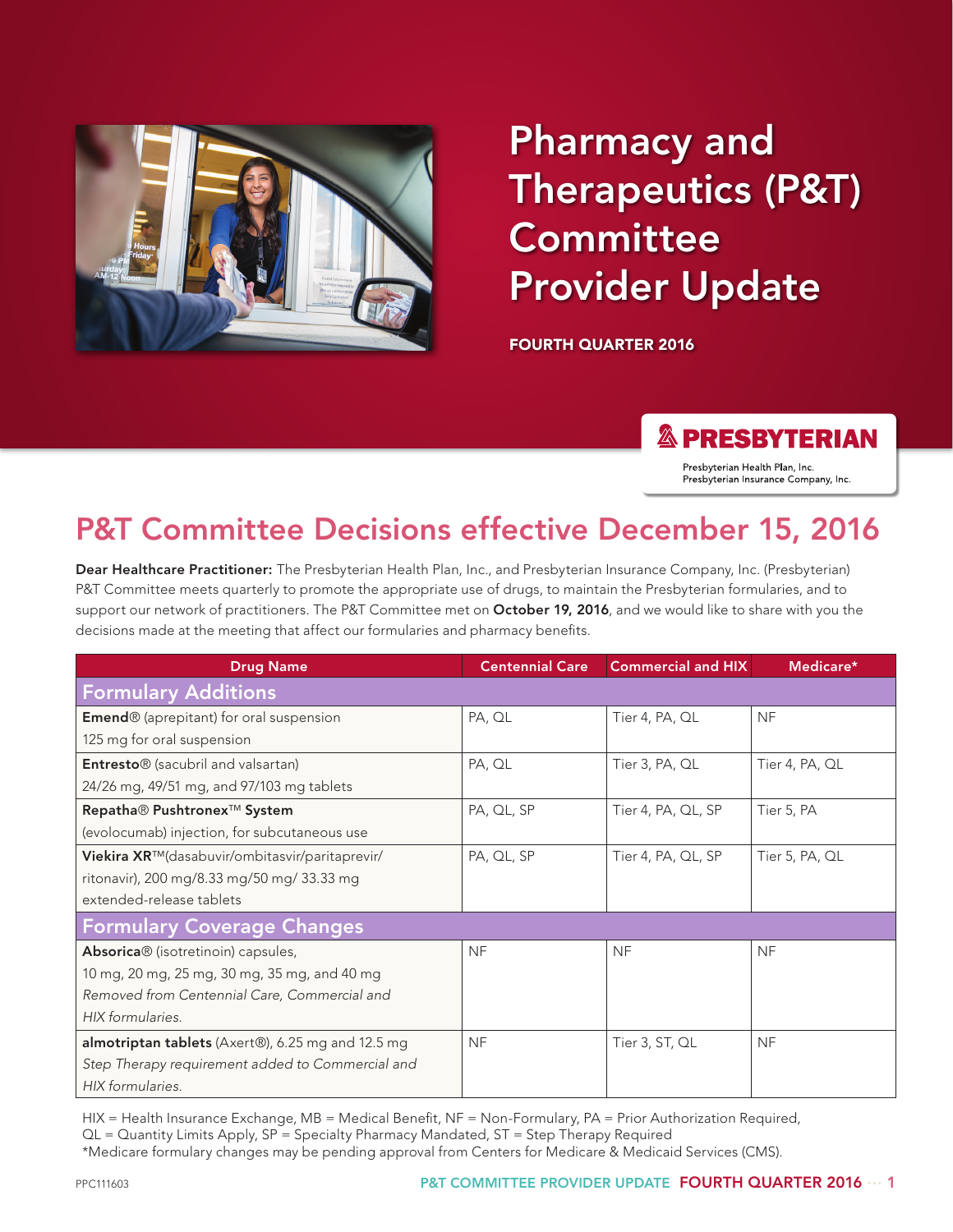# Pharmacy and Therapeutics (P&T) Committee Provider Update

**FOURTH QUARTER 2016**

**PRESBYTERIAN**

Presbyterian Health Plan, Inc.
Presbyterian Insurance Company, Inc.

## P&T Committee Decisions effective December 15, 2016

**Dear Healthcare Practitioner:** The Presbyterian Health Plan, Inc., and Presbyterian Insurance Company, Inc. (Presbyterian) P&T Committee meets quarterly to promote the appropriate use of drugs, to maintain the Presbyterian formularies, and to support our network of practitioners. The P&T Committee met on **October 19, 2016**, and we would like to share with you the decisions made at the meeting that affect our formularies and pharmacy benefits.

| Drug Name | Centennial Care | Commercial and HIX | Medicare* |
|---|---|---|---|
| **Formulary Additions** | | | |
| **Emend**® (aprepitant) for oral suspension 125 mg for oral suspension | PA, QL | Tier 4, PA, QL | NF |
| **Entresto**® (sacubril and valsartan) 24/26 mg, 49/51 mg, and 97/103 mg tablets | PA, QL | Tier 3, PA, QL | Tier 4, PA, QL |
| **Repatha**® **Pushtronex**™ **System** (evolocumab) injection, for subcutaneous use | PA, QL, SP | Tier 4, PA, QL, SP | Tier 5, PA |
| **Viekira XR**™(dasabuvir/ombitasvir/paritaprevir/ritonavir), 200 mg/8.33 mg/50 mg/ 33.33 mg extended-release tablets | PA, QL, SP | Tier 4, PA, QL, SP | Tier 5, PA, QL |
| **Formulary Coverage Changes** | | | |
| **Absorica**® (isotretinoin) capsules, 10 mg, 20 mg, 25 mg, 30 mg, 35 mg, and 40 mg *Removed from Centennial Care, Commercial and HIX formularies.* | NF | NF | NF |
| **almotriptan tablets** (Axert®), 6.25 mg and 12.5 mg *Step Therapy requirement added to Commercial and HIX formularies.* | NF | Tier 3, ST, QL | NF |

HIX = Health Insurance Exchange, MB = Medical Benefit, NF = Non-Formulary, PA = Prior Authorization Required, QL = Quantity Limits Apply, SP = Specialty Pharmacy Mandated, ST = Step Therapy Required
*Medicare formulary changes may be pending approval from Centers for Medicare & Medicaid Services (CMS).

PPC111603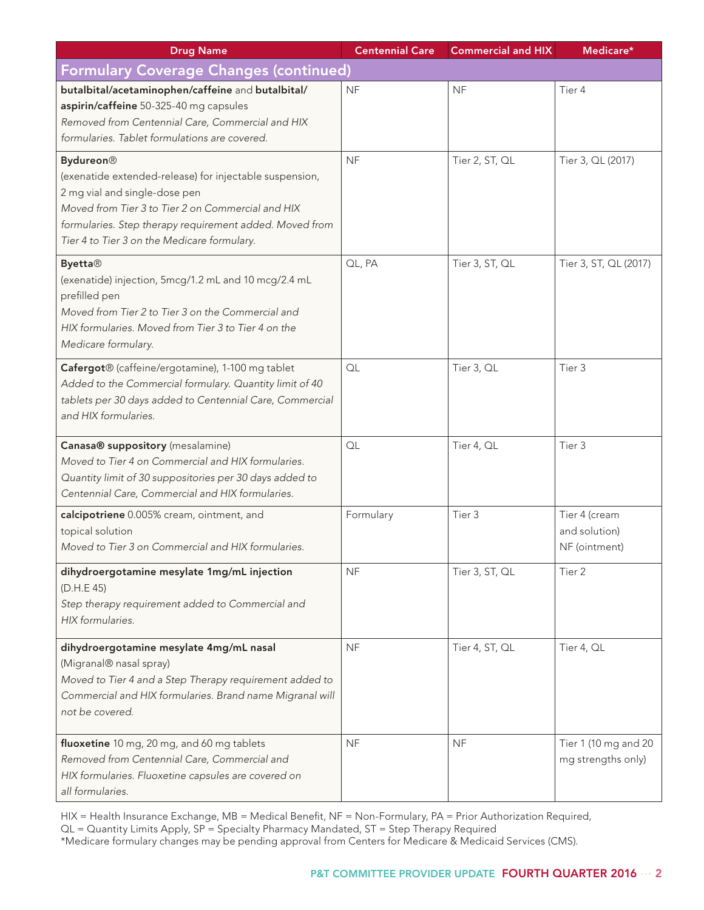| Drug Name | Centennial Care | Commercial and HIX | Medicare* |
|---|---|---|---|
| **Formulary Coverage Changes (continued)** | | | |
| **butalbital/acetaminophen/caffeine** and **butalbital/aspirin/caffeine** 50-325-40 mg capsules *Removed from Centennial Care, Commercial and HIX formularies. Tablet formulations are covered.* | NF | NF | Tier 4 |
| **Bydureon®** (exenatide extended-release) for injectable suspension, 2 mg vial and single-dose pen *Moved from Tier 3 to Tier 2 on Commercial and HIX formularies. Step therapy requirement added. Moved from Tier 4 to Tier 3 on the Medicare formulary.* | NF | Tier 2, ST, QL | Tier 3, QL (2017) |
| **Byetta®** (exenatide) injection, 5mcg/1.2 mL and 10 mcg/2.4 mL prefilled pen *Moved from Tier 2 to Tier 3 on the Commercial and HIX formularies. Moved from Tier 3 to Tier 4 on the Medicare formulary.* | QL, PA | Tier 3, ST, QL | Tier 3, ST, QL (2017) |
| **Cafergot®** (caffeine/ergotamine), 1-100 mg tablet *Added to the Commercial formulary. Quantity limit of 40 tablets per 30 days added to Centennial Care, Commercial and HIX formularies.* | QL | Tier 3, QL | Tier 3 |
| **Canasa® suppository** (mesalamine) *Moved to Tier 4 on Commercial and HIX formularies. Quantity limit of 30 suppositories per 30 days added to Centennial Care, Commercial and HIX formularies.* | QL | Tier 4, QL | Tier 3 |
| **calcipotriene** 0.005% cream, ointment, and topical solution *Moved to Tier 3 on Commercial and HIX formularies.* | Formulary | Tier 3 | Tier 4 (cream and solution) NF (ointment) |
| **dihydroergotamine mesylate 1mg/mL injection** (D.H.E 45) *Step therapy requirement added to Commercial and HIX formularies.* | NF | Tier 3, ST, QL | Tier 2 |
| **dihydroergotamine mesylate 4mg/mL nasal** (Migranal® nasal spray) *Moved to Tier 4 and a Step Therapy requirement added to Commercial and HIX formularies. Brand name Migranal will not be covered.* | NF | Tier 4, ST, QL | Tier 4, QL |
| **fluoxetine** 10 mg, 20 mg, and 60 mg tablets *Removed from Centennial Care, Commercial and HIX formularies. Fluoxetine capsules are covered on all formularies.* | NF | NF | Tier 1 (10 mg and 20 mg strengths only) |

HIX = Health Insurance Exchange, MB = Medical Benefit, NF = Non-Formulary, PA = Prior Authorization Required, QL = Quantity Limits Apply, SP = Specialty Pharmacy Mandated, ST = Step Therapy Required

*Medicare formulary changes may be pending approval from Centers for Medicare & Medicaid Services (CMS).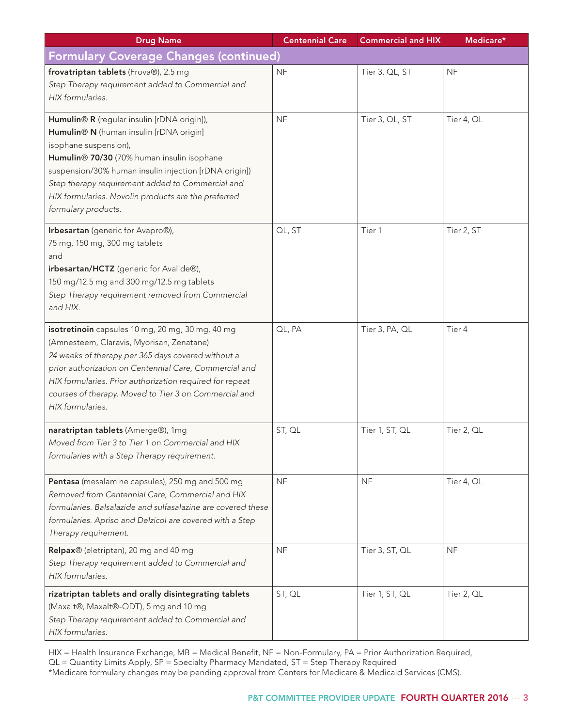| Drug Name | Centennial Care | Commercial and HIX | Medicare* |
|---|---|---|---|
| **Formulary Coverage Changes (continued)** | | | |
| **frovatriptan tablets** (Frova®), 2.5 mg<br>*Step Therapy requirement added to Commercial and HIX formularies.* | NF | Tier 3, QL, ST | NF |
| **Humulin® R** (regular insulin [rDNA origin]),<br>**Humulin® N** (human insulin [rDNA origin] isophane suspension),<br>**Humulin® 70/30** (70% human insulin isophane suspension/30% human insulin injection [rDNA origin])<br>*Step therapy requirement added to Commercial and HIX formularies. Novolin products are the preferred formulary products.* | NF | Tier 3, QL, ST | Tier 4, QL |
| **Irbesartan** (generic for Avapro®),<br>75 mg, 150 mg, 300 mg tablets<br>and<br>**irbesartan/HCTZ** (generic for Avalide®),<br>150 mg/12.5 mg and 300 mg/12.5 mg tablets<br>*Step Therapy requirement removed from Commercial and HIX.* | QL, ST | Tier 1 | Tier 2, ST |
| **isotretinoin** capsules 10 mg, 20 mg, 30 mg, 40 mg (Amnesteem, Claravis, Myorisan, Zenatane)<br>*24 weeks of therapy per 365 days covered without a prior authorization on Centennial Care, Commercial and HIX formularies. Prior authorization required for repeat courses of therapy. Moved to Tier 3 on Commercial and HIX formularies.* | QL, PA | Tier 3, PA, QL | Tier 4 |
| **naratriptan tablets** (Amerge®), 1mg<br>*Moved from Tier 3 to Tier 1 on Commercial and HIX formularies with a Step Therapy requirement.* | ST, QL | Tier 1, ST, QL | Tier 2, QL |
| **Pentasa** (mesalamine capsules), 250 mg and 500 mg<br>*Removed from Centennial Care, Commercial and HIX formularies. Balsalazide and sulfasalazine are covered these formularies. Apriso and Delzicol are covered with a Step Therapy requirement.* | NF | NF | Tier 4, QL |
| **Relpax®** (eletriptan), 20 mg and 40 mg<br>*Step Therapy requirement added to Commercial and HIX formularies.* | NF | Tier 3, ST, QL | NF |
| **rizatriptan tablets and orally disintegrating tablets** (Maxalt®, Maxalt®-ODT), 5 mg and 10 mg<br>*Step Therapy requirement added to Commercial and HIX formularies.* | ST, QL | Tier 1, ST, QL | Tier 2, QL |

HIX = Health Insurance Exchange, MB = Medical Benefit, NF = Non-Formulary, PA = Prior Authorization Required, QL = Quantity Limits Apply, SP = Specialty Pharmacy Mandated, ST = Step Therapy Required
*Medicare formulary changes may be pending approval from Centers for Medicare & Medicaid Services (CMS).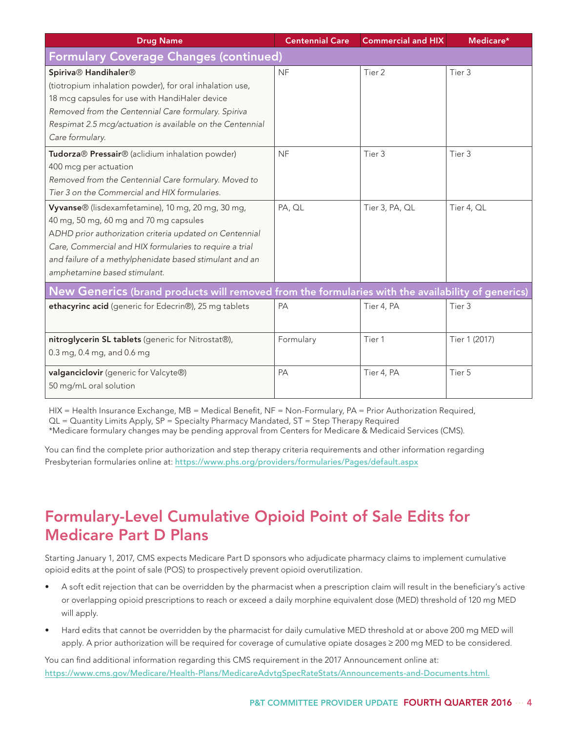| Drug Name | Centennial Care | Commercial and HIX | Medicare* |
|---|---|---|---|
| **Formulary Coverage Changes (continued)** | | | |
| **Spiriva® Handihaler®** (tiotropium inhalation powder), for oral inhalation use, 18 mcg capsules for use with HandiHaler device *Removed from the Centennial Care formulary. Spiriva Respimat 2.5 mcg/actuation is available on the Centennial Care formulary.* | NF | Tier 2 | Tier 3 |
| **Tudorza® Pressair®** (aclidium inhalation powder) 400 mcg per actuation *Removed from the Centennial Care formulary. Moved to Tier 3 on the Commercial and HIX formularies.* | NF | Tier 3 | Tier 3 |
| **Vyvanse®** (lisdexamfetamine), 10 mg, 20 mg, 30 mg, 40 mg, 50 mg, 60 mg and 70 mg capsules *ADHD prior authorization criteria updated on Centennial Care, Commercial and HIX formularies to require a trial and failure of a methylphenidate based stimulant and an amphetamine based stimulant.* | PA, QL | Tier 3, PA, QL | Tier 4, QL |
| **New Generics** (brand products will removed from the formularies with the availability of generics) | | | |
| **ethacyrinc acid** (generic for Edecrin®), 25 mg tablets | PA | Tier 4, PA | Tier 3 |
| **nitroglycerin SL tablets** (generic for Nitrostat®), 0.3 mg, 0.4 mg, and 0.6 mg | Formulary | Tier 1 | Tier 1 (2017) |
| **valganciclovir** (generic for Valcyte®) 50 mg/mL oral solution | PA | Tier 4, PA | Tier 5 |

HIX = Health Insurance Exchange, MB = Medical Benefit, NF = Non-Formulary, PA = Prior Authorization Required, QL = Quantity Limits Apply, SP = Specialty Pharmacy Mandated, ST = Step Therapy Required
*Medicare formulary changes may be pending approval from Centers for Medicare & Medicaid Services (CMS).

You can find the complete prior authorization and step therapy criteria requirements and other information regarding Presbyterian formularies online at: https://www.phs.org/providers/formularies/Pages/default.aspx

## Formulary-Level Cumulative Opioid Point of Sale Edits for Medicare Part D Plans

Starting January 1, 2017, CMS expects Medicare Part D sponsors who adjudicate pharmacy claims to implement cumulative opioid edits at the point of sale (POS) to prospectively prevent opioid overutilization.

- A soft edit rejection that can be overridden by the pharmacist when a prescription claim will result in the beneficiary's active or overlapping opioid prescriptions to reach or exceed a daily morphine equivalent dose (MED) threshold of 120 mg MED will apply.
- Hard edits that cannot be overridden by the pharmacist for daily cumulative MED threshold at or above 200 mg MED will apply. A prior authorization will be required for coverage of cumulative opiate dosages ≥ 200 mg MED to be considered.

You can find additional information regarding this CMS requirement in the 2017 Announcement online at: https://www.cms.gov/Medicare/Health-Plans/MedicareAdvtgSpecRateStats/Announcements-and-Documents.html.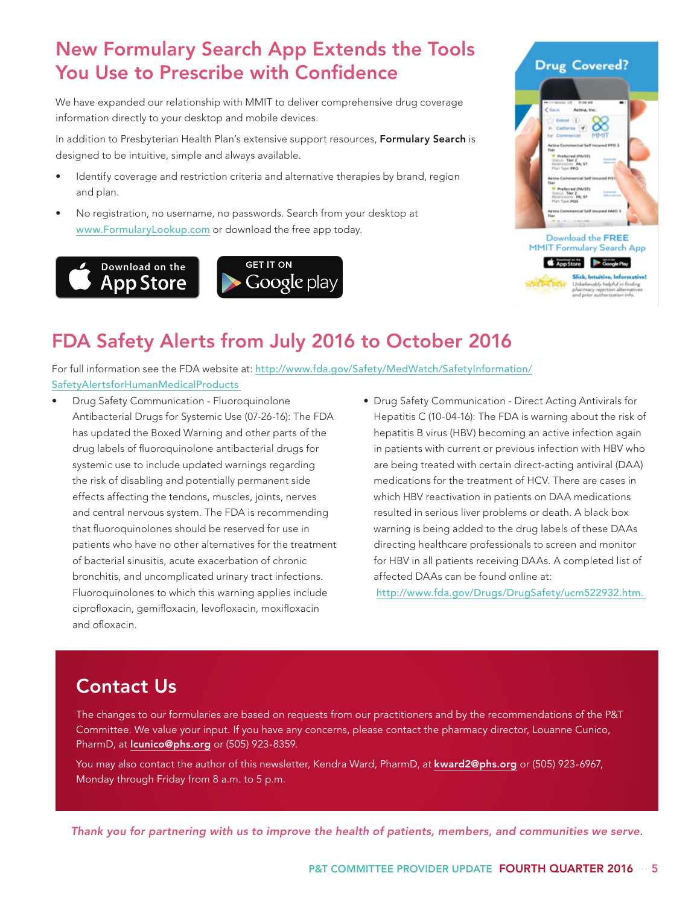## New Formulary Search App Extends the Tools You Use to Prescribe with Confidence

We have expanded our relationship with MMIT to deliver comprehensive drug coverage information directly to your desktop and mobile devices.

In addition to Presbyterian Health Plan's extensive support resources, **Formulary Search** is designed to be intuitive, simple and always available.

- Identify coverage and restriction criteria and alternative therapies by brand, region and plan.
- No registration, no username, no passwords. Search from your desktop at www.FormularyLookup.com or download the free app today.

Download on the App Store

GET IT ON Google play

## FDA Safety Alerts from July 2016 to October 2016

For full information see the FDA website at: http://www.fda.gov/Safety/MedWatch/SafetyInformation/SafetyAlertsforHumanMedicalProducts

- Drug Safety Communication - Fluoroquinolone Antibacterial Drugs for Systemic Use (07-26-16): The FDA has updated the Boxed Warning and other parts of the drug labels of fluoroquinolone antibacterial drugs for systemic use to include updated warnings regarding the risk of disabling and potentially permanent side effects affecting the tendons, muscles, joints, nerves and central nervous system. The FDA is recommending that fluoroquinolones should be reserved for use in patients who have no other alternatives for the treatment of bacterial sinusitis, acute exacerbation of chronic bronchitis, and uncomplicated urinary tract infections. Fluoroquinolones to which this warning applies include ciprofloxacin, gemifloxacin, levofloxacin, moxifloxacin and ofloxacin.
- Drug Safety Communication - Direct Acting Antivirals for Hepatitis C (10-04-16): The FDA is warning about the risk of hepatitis B virus (HBV) becoming an active infection again in patients with current or previous infection with HBV who are being treated with certain direct-acting antiviral (DAA) medications for the treatment of HCV. There are cases in which HBV reactivation in patients on DAA medications resulted in serious liver problems or death. A black box warning is being added to the drug labels of these DAAs directing healthcare professionals to screen and monitor for HBV in all patients receiving DAAs. A completed list of affected DAAs can be found online at: http://www.fda.gov/Drugs/DrugSafety/ucm522932.htm.

## Contact Us

The changes to our formularies are based on requests from our practitioners and by the recommendations of the P&T Committee. We value your input. If you have any concerns, please contact the pharmacy director, Louanne Cunico, PharmD, at **lcunico@phs.org** or (505) 923-8359.

You may also contact the author of this newsletter, Kendra Ward, PharmD, at **kward2@phs.org** or (505) 923-6967, Monday through Friday from 8 a.m. to 5 p.m.

*Thank you for partnering with us to improve the health of patients, members, and communities we serve.*